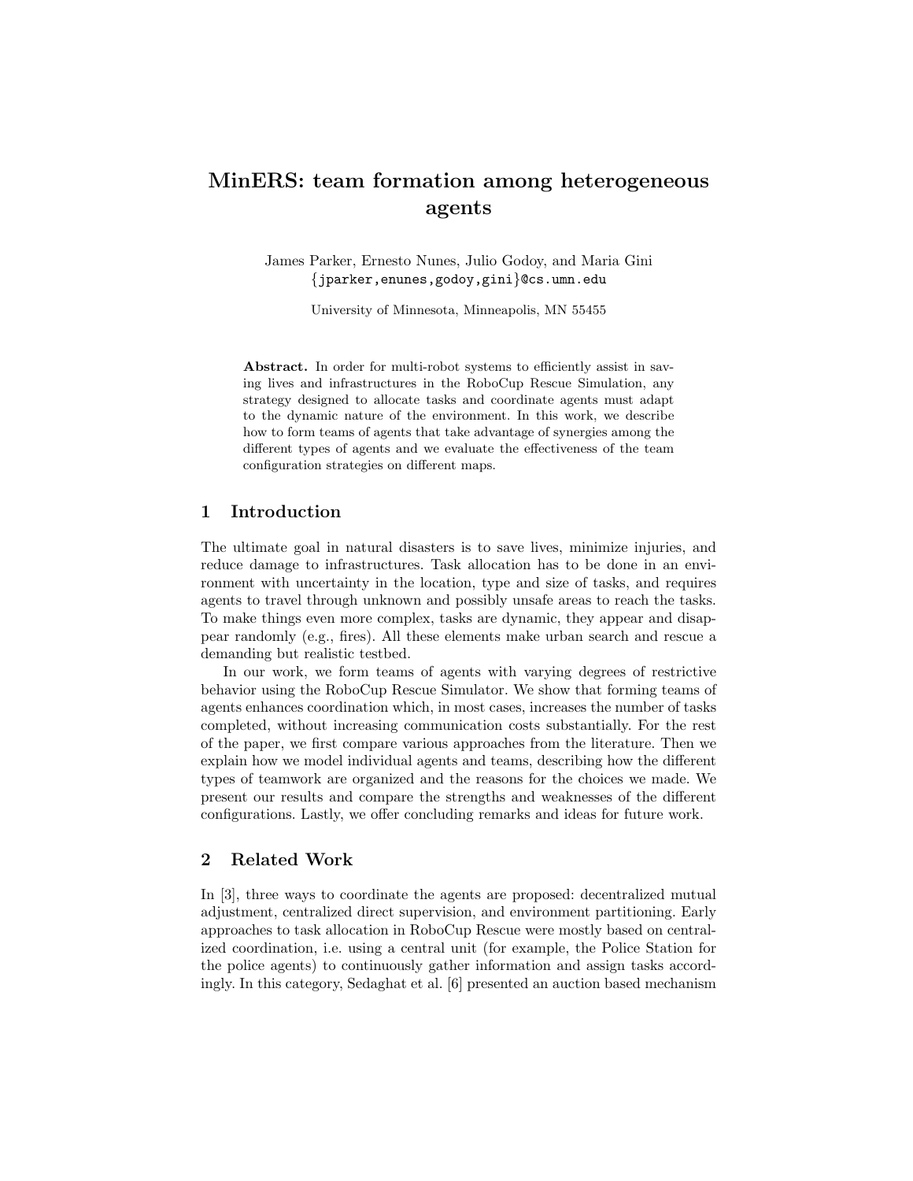# MinERS: team formation among heterogeneous agents

James Parker, Ernesto Nunes, Julio Godoy, and Maria Gini
{jparker,enunes,godoy,gini}@cs.umn.edu

University of Minnesota, Minneapolis, MN 55455

**Abstract.** In order for multi-robot systems to efficiently assist in saving lives and infrastructures in the RoboCup Rescue Simulation, any strategy designed to allocate tasks and coordinate agents must adapt to the dynamic nature of the environment. In this work, we describe how to form teams of agents that take advantage of synergies among the different types of agents and we evaluate the effectiveness of the team configuration strategies on different maps.

## 1 Introduction

The ultimate goal in natural disasters is to save lives, minimize injuries, and reduce damage to infrastructures. Task allocation has to be done in an environment with uncertainty in the location, type and size of tasks, and requires agents to travel through unknown and possibly unsafe areas to reach the tasks. To make things even more complex, tasks are dynamic, they appear and disappear randomly (e.g., fires). All these elements make urban search and rescue a demanding but realistic testbed.

In our work, we form teams of agents with varying degrees of restrictive behavior using the RoboCup Rescue Simulator. We show that forming teams of agents enhances coordination which, in most cases, increases the number of tasks completed, without increasing communication costs substantially. For the rest of the paper, we first compare various approaches from the literature. Then we explain how we model individual agents and teams, describing how the different types of teamwork are organized and the reasons for the choices we made. We present our results and compare the strengths and weaknesses of the different configurations. Lastly, we offer concluding remarks and ideas for future work.

## 2 Related Work

In [3], three ways to coordinate the agents are proposed: decentralized mutual adjustment, centralized direct supervision, and environment partitioning. Early approaches to task allocation in RoboCup Rescue were mostly based on centralized coordination, i.e. using a central unit (for example, the Police Station for the police agents) to continuously gather information and assign tasks accordingly. In this category, Sedaghat et al. [6] presented an auction based mechanism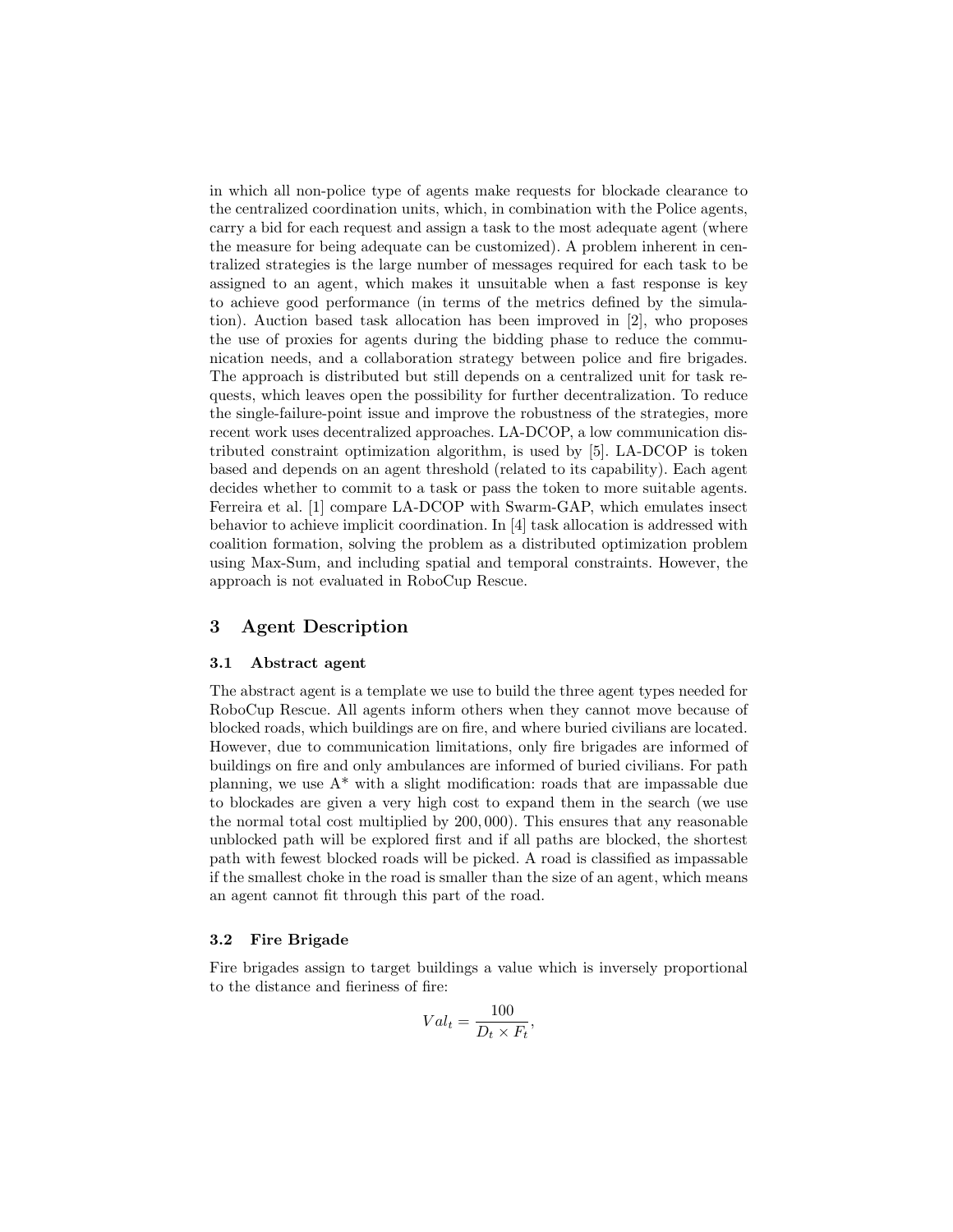in which all non-police type of agents make requests for blockade clearance to the centralized coordination units, which, in combination with the Police agents, carry a bid for each request and assign a task to the most adequate agent (where the measure for being adequate can be customized). A problem inherent in centralized strategies is the large number of messages required for each task to be assigned to an agent, which makes it unsuitable when a fast response is key to achieve good performance (in terms of the metrics defined by the simulation). Auction based task allocation has been improved in [2], who proposes the use of proxies for agents during the bidding phase to reduce the communication needs, and a collaboration strategy between police and fire brigades. The approach is distributed but still depends on a centralized unit for task requests, which leaves open the possibility for further decentralization. To reduce the single-failure-point issue and improve the robustness of the strategies, more recent work uses decentralized approaches. LA-DCOP, a low communication distributed constraint optimization algorithm, is used by [5]. LA-DCOP is token based and depends on an agent threshold (related to its capability). Each agent decides whether to commit to a task or pass the token to more suitable agents. Ferreira et al. [1] compare LA-DCOP with Swarm-GAP, which emulates insect behavior to achieve implicit coordination. In [4] task allocation is addressed with coalition formation, solving the problem as a distributed optimization problem using Max-Sum, and including spatial and temporal constraints. However, the approach is not evaluated in RoboCup Rescue.

## 3 Agent Description

### 3.1 Abstract agent

The abstract agent is a template we use to build the three agent types needed for RoboCup Rescue. All agents inform others when they cannot move because of blocked roads, which buildings are on fire, and where buried civilians are located. However, due to communication limitations, only fire brigades are informed of buildings on fire and only ambulances are informed of buried civilians. For path planning, we use A* with a slight modification: roads that are impassable due to blockades are given a very high cost to expand them in the search (we use the normal total cost multiplied by 200,000). This ensures that any reasonable unblocked path will be explored first and if all paths are blocked, the shortest path with fewest blocked roads will be picked. A road is classified as impassable if the smallest choke in the road is smaller than the size of an agent, which means an agent cannot fit through this part of the road.

### 3.2 Fire Brigade

Fire brigades assign to target buildings a value which is inversely proportional to the distance and fieriness of fire:

$$Val_t = \frac{100}{D_t \times F_t},$$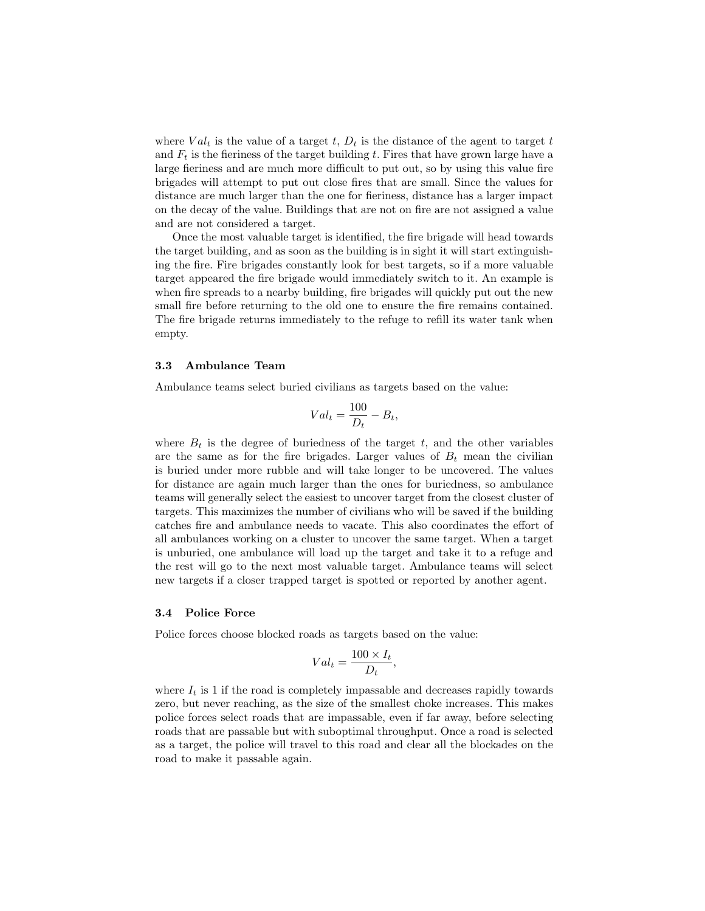where $Val_t$ is the value of a target $t$, $D_t$ is the distance of the agent to target $t$ and $F_t$ is the fieriness of the target building $t$. Fires that have grown large have a large fieriness and are much more difficult to put out, so by using this value fire brigades will attempt to put out close fires that are small. Since the values for distance are much larger than the one for fieriness, distance has a larger impact on the decay of the value. Buildings that are not on fire are not assigned a value and are not considered a target.

Once the most valuable target is identified, the fire brigade will head towards the target building, and as soon as the building is in sight it will start extinguishing the fire. Fire brigades constantly look for best targets, so if a more valuable target appeared the fire brigade would immediately switch to it. An example is when fire spreads to a nearby building, fire brigades will quickly put out the new small fire before returning to the old one to ensure the fire remains contained. The fire brigade returns immediately to the refuge to refill its water tank when empty.

### 3.3 Ambulance Team

Ambulance teams select buried civilians as targets based on the value:

$$Val_t = \frac{100}{D_t} - B_t,$$

where $B_t$ is the degree of buriedness of the target $t$, and the other variables are the same as for the fire brigades. Larger values of $B_t$ mean the civilian is buried under more rubble and will take longer to be uncovered. The values for distance are again much larger than the ones for buriedness, so ambulance teams will generally select the easiest to uncover target from the closest cluster of targets. This maximizes the number of civilians who will be saved if the building catches fire and ambulance needs to vacate. This also coordinates the effort of all ambulances working on a cluster to uncover the same target. When a target is unburied, one ambulance will load up the target and take it to a refuge and the rest will go to the next most valuable target. Ambulance teams will select new targets if a closer trapped target is spotted or reported by another agent.

### 3.4 Police Force

Police forces choose blocked roads as targets based on the value:

$$Val_t = \frac{100 \times I_t}{D_t},$$

where $I_t$ is 1 if the road is completely impassable and decreases rapidly towards zero, but never reaching, as the size of the smallest choke increases. This makes police forces select roads that are impassable, even if far away, before selecting roads that are passable but with suboptimal throughput. Once a road is selected as a target, the police will travel to this road and clear all the blockades on the road to make it passable again.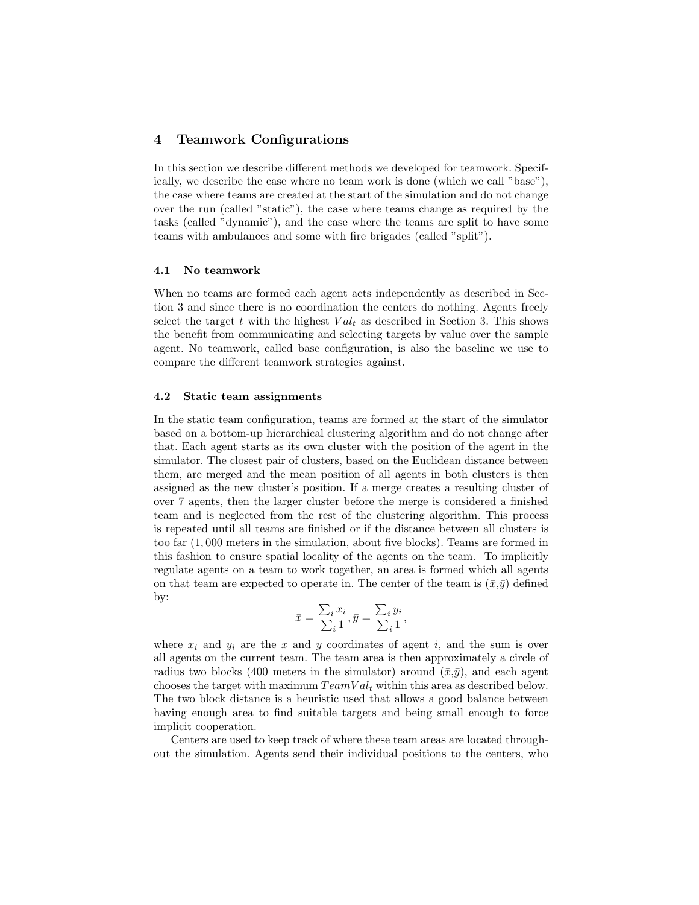## 4 Teamwork Configurations

In this section we describe different methods we developed for teamwork. Specifically, we describe the case where no team work is done (which we call "base"), the case where teams are created at the start of the simulation and do not change over the run (called "static"), the case where teams change as required by the tasks (called "dynamic"), and the case where the teams are split to have some teams with ambulances and some with fire brigades (called "split").

### 4.1 No teamwork

When no teams are formed each agent acts independently as described in Section 3 and since there is no coordination the centers do nothing. Agents freely select the target $t$ with the highest $Val_t$ as described in Section 3. This shows the benefit from communicating and selecting targets by value over the sample agent. No teamwork, called base configuration, is also the baseline we use to compare the different teamwork strategies against.

### 4.2 Static team assignments

In the static team configuration, teams are formed at the start of the simulator based on a bottom-up hierarchical clustering algorithm and do not change after that. Each agent starts as its own cluster with the position of the agent in the simulator. The closest pair of clusters, based on the Euclidean distance between them, are merged and the mean position of all agents in both clusters is then assigned as the new cluster's position. If a merge creates a resulting cluster of over 7 agents, then the larger cluster before the merge is considered a finished team and is neglected from the rest of the clustering algorithm. This process is repeated until all teams are finished or if the distance between all clusters is too far (1,000 meters in the simulation, about five blocks). Teams are formed in this fashion to ensure spatial locality of the agents on the team. To implicitly regulate agents on a team to work together, an area is formed which all agents on that team are expected to operate in. The center of the team is $(\bar{x},\bar{y})$ defined by:

$$\bar{x} = \frac{\sum_i x_i}{\sum_i 1}, \bar{y} = \frac{\sum_i y_i}{\sum_i 1},$$

where $x_i$ and $y_i$ are the $x$ and $y$ coordinates of agent $i$, and the sum is over all agents on the current team. The team area is then approximately a circle of radius two blocks (400 meters in the simulator) around $(\bar{x},\bar{y})$, and each agent chooses the target with maximum $TeamVal_t$ within this area as described below. The two block distance is a heuristic used that allows a good balance between having enough area to find suitable targets and being small enough to force implicit cooperation.

Centers are used to keep track of where these team areas are located throughout the simulation. Agents send their individual positions to the centers, who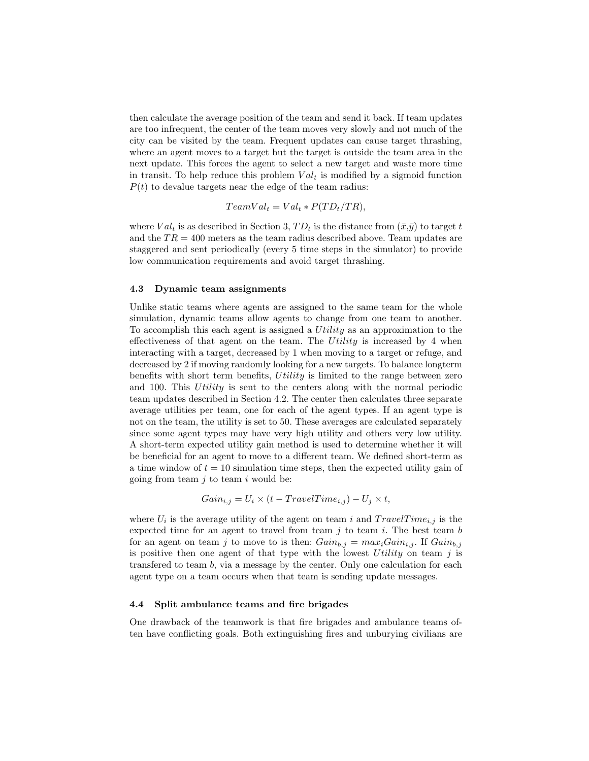then calculate the average position of the team and send it back. If team updates are too infrequent, the center of the team moves very slowly and not much of the city can be visited by the team. Frequent updates can cause target thrashing, where an agent moves to a target but the target is outside the team area in the next update. This forces the agent to select a new target and waste more time in transit. To help reduce this problem $Val_t$ is modified by a sigmoid function $P(t)$ to devalue targets near the edge of the team radius:

$$TeamVal_t = Val_t * P(TD_t/TR),$$

where $Val_t$ is as described in Section 3, $TD_t$ is the distance from $(\bar{x},\bar{y})$ to target $t$ and the $TR = 400$ meters as the team radius described above. Team updates are staggered and sent periodically (every 5 time steps in the simulator) to provide low communication requirements and avoid target thrashing.

### 4.3 Dynamic team assignments

Unlike static teams where agents are assigned to the same team for the whole simulation, dynamic teams allow agents to change from one team to another. To accomplish this each agent is assigned a *Utility* as an approximation to the effectiveness of that agent on the team. The *Utility* is increased by 4 when interacting with a target, decreased by 1 when moving to a target or refuge, and decreased by 2 if moving randomly looking for a new targets. To balance longterm benefits with short term benefits, *Utility* is limited to the range between zero and 100. This *Utility* is sent to the centers along with the normal periodic team updates described in Section 4.2. The center then calculates three separate average utilities per team, one for each of the agent types. If an agent type is not on the team, the utility is set to 50. These averages are calculated separately since some agent types may have very high utility and others very low utility. A short-term expected utility gain method is used to determine whether it will be beneficial for an agent to move to a different team. We defined short-term as a time window of $t = 10$ simulation time steps, then the expected utility gain of going from team $j$ to team $i$ would be:

$$Gain_{i,j} = U_i \times (t - TravelTime_{i,j}) - U_j \times t,$$

where $U_i$ is the average utility of the agent on team $i$ and $TravelTime_{i,j}$ is the expected time for an agent to travel from team $j$ to team $i$. The best team $b$ for an agent on team $j$ to move to is then: $Gain_{b,j} = max_i Gain_{i,j}$. If $Gain_{b,j}$ is positive then one agent of that type with the lowest *Utility* on team $j$ is transfered to team $b$, via a message by the center. Only one calculation for each agent type on a team occurs when that team is sending update messages.

### 4.4 Split ambulance teams and fire brigades

One drawback of the teamwork is that fire brigades and ambulance teams often have conflicting goals. Both extinguishing fires and unburying civilians are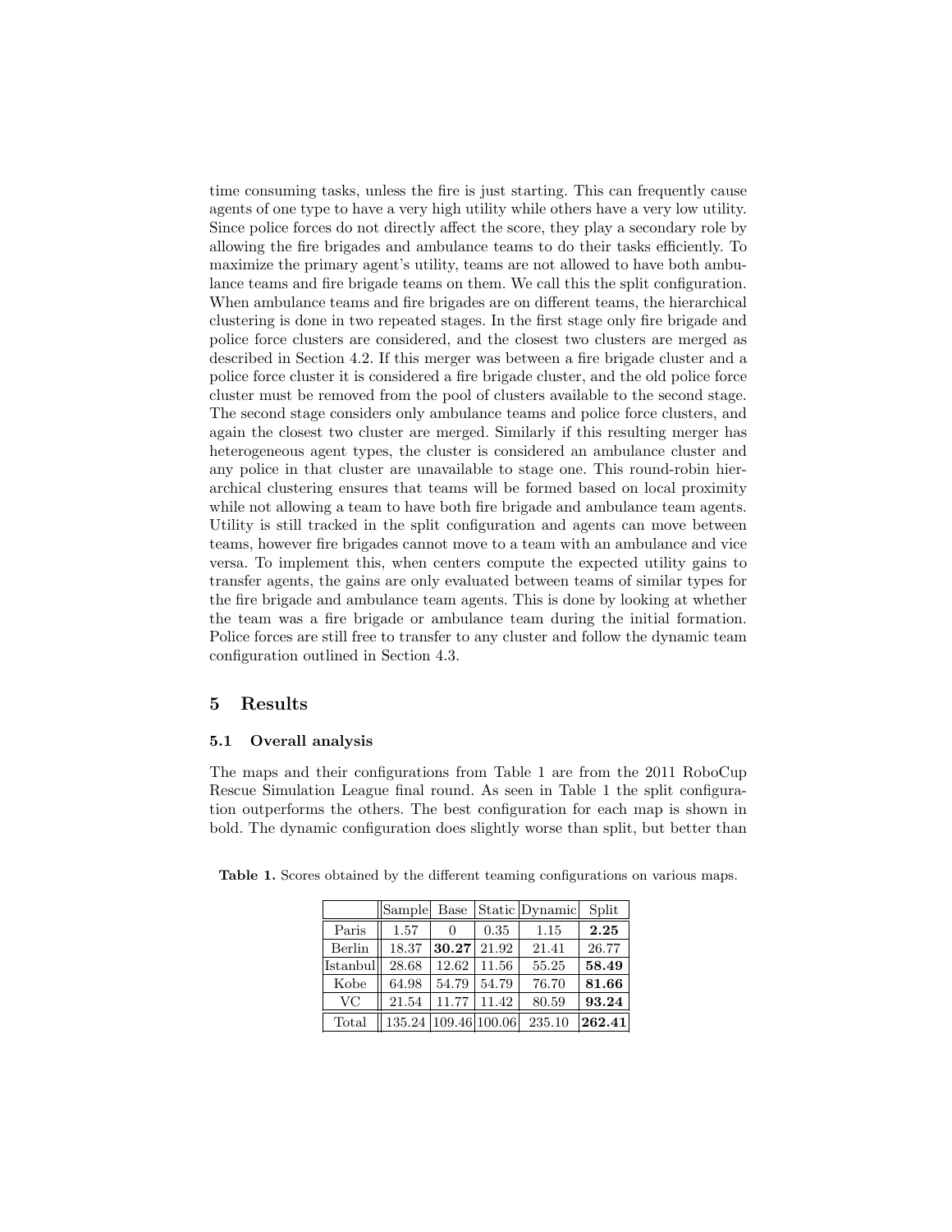time consuming tasks, unless the fire is just starting. This can frequently cause agents of one type to have a very high utility while others have a very low utility. Since police forces do not directly affect the score, they play a secondary role by allowing the fire brigades and ambulance teams to do their tasks efficiently. To maximize the primary agent's utility, teams are not allowed to have both ambulance teams and fire brigade teams on them. We call this the split configuration. When ambulance teams and fire brigades are on different teams, the hierarchical clustering is done in two repeated stages. In the first stage only fire brigade and police force clusters are considered, and the closest two clusters are merged as described in Section 4.2. If this merger was between a fire brigade cluster and a police force cluster it is considered a fire brigade cluster, and the old police force cluster must be removed from the pool of clusters available to the second stage. The second stage considers only ambulance teams and police force clusters, and again the closest two cluster are merged. Similarly if this resulting merger has heterogeneous agent types, the cluster is considered an ambulance cluster and any police in that cluster are unavailable to stage one. This round-robin hierarchical clustering ensures that teams will be formed based on local proximity while not allowing a team to have both fire brigade and ambulance team agents. Utility is still tracked in the split configuration and agents can move between teams, however fire brigades cannot move to a team with an ambulance and vice versa. To implement this, when centers compute the expected utility gains to transfer agents, the gains are only evaluated between teams of similar types for the fire brigade and ambulance team agents. This is done by looking at whether the team was a fire brigade or ambulance team during the initial formation. Police forces are still free to transfer to any cluster and follow the dynamic team configuration outlined in Section 4.3.

## 5 Results

### 5.1 Overall analysis

The maps and their configurations from Table 1 are from the 2011 RoboCup Rescue Simulation League final round. As seen in Table 1 the split configuration outperforms the others. The best configuration for each map is shown in bold. The dynamic configuration does slightly worse than split, but better than

**Table 1.** Scores obtained by the different teaming configurations on various maps.

| | Sample | Base | Static | Dynamic | Split |
|---|---|---|---|---|---|
| Paris | 1.57 | 0 | 0.35 | 1.15 | **2.25** |
| Berlin | 18.37 | **30.27** | 21.92 | 21.41 | 26.77 |
| Istanbul | 28.68 | 12.62 | 11.56 | 55.25 | **58.49** |
| Kobe | 64.98 | 54.79 | 54.79 | 76.70 | **81.66** |
| VC | 21.54 | 11.77 | 11.42 | 80.59 | **93.24** |
| Total | 135.24 | 109.46 | 100.06 | 235.10 | **262.41** |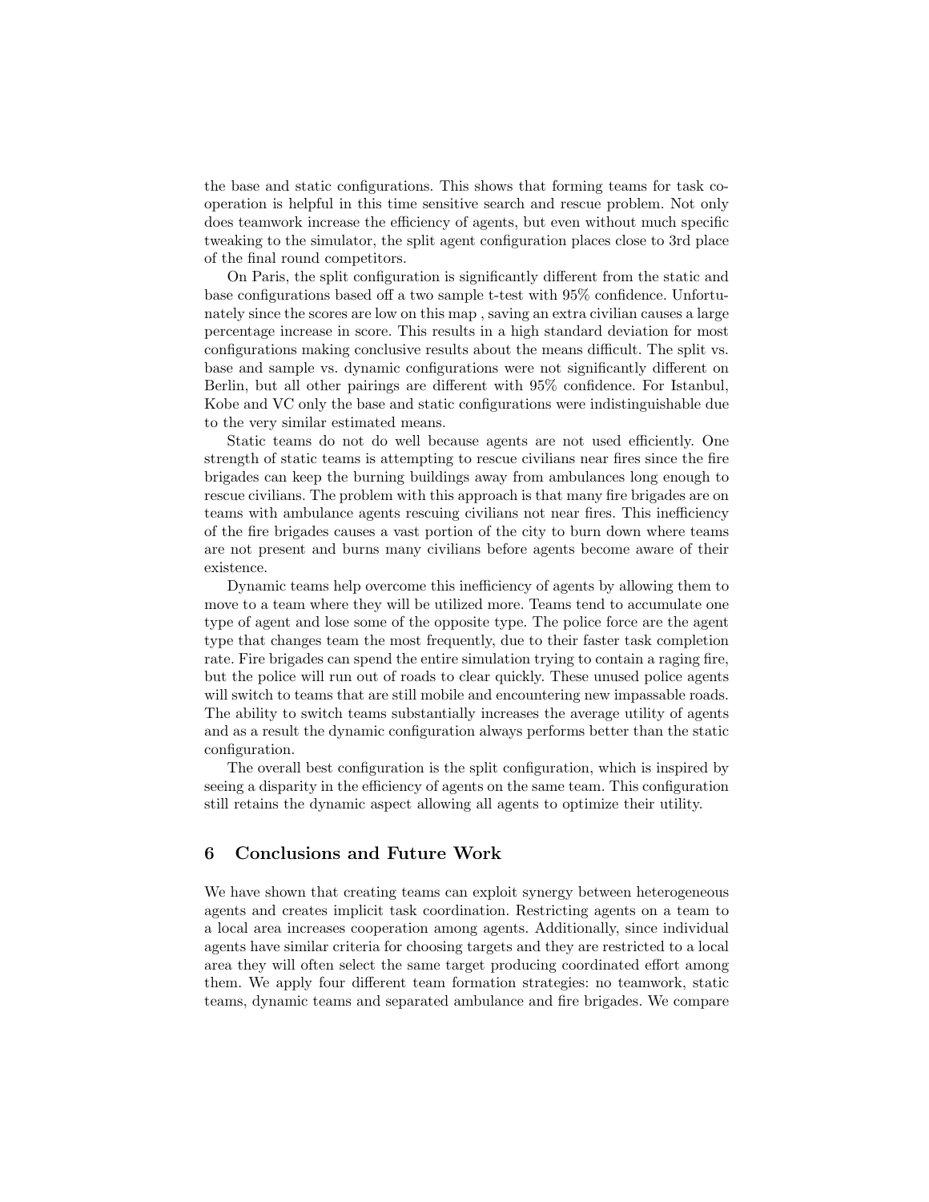the base and static configurations. This shows that forming teams for task cooperation is helpful in this time sensitive search and rescue problem. Not only does teamwork increase the efficiency of agents, but even without much specific tweaking to the simulator, the split agent configuration places close to 3rd place of the final round competitors.

On Paris, the split configuration is significantly different from the static and base configurations based off a two sample t-test with 95% confidence. Unfortunately since the scores are low on this map , saving an extra civilian causes a large percentage increase in score. This results in a high standard deviation for most configurations making conclusive results about the means difficult. The split vs. base and sample vs. dynamic configurations were not significantly different on Berlin, but all other pairings are different with 95% confidence. For Istanbul, Kobe and VC only the base and static configurations were indistinguishable due to the very similar estimated means.

Static teams do not do well because agents are not used efficiently. One strength of static teams is attempting to rescue civilians near fires since the fire brigades can keep the burning buildings away from ambulances long enough to rescue civilians. The problem with this approach is that many fire brigades are on teams with ambulance agents rescuing civilians not near fires. This inefficiency of the fire brigades causes a vast portion of the city to burn down where teams are not present and burns many civilians before agents become aware of their existence.

Dynamic teams help overcome this inefficiency of agents by allowing them to move to a team where they will be utilized more. Teams tend to accumulate one type of agent and lose some of the opposite type. The police force are the agent type that changes team the most frequently, due to their faster task completion rate. Fire brigades can spend the entire simulation trying to contain a raging fire, but the police will run out of roads to clear quickly. These unused police agents will switch to teams that are still mobile and encountering new impassable roads. The ability to switch teams substantially increases the average utility of agents and as a result the dynamic configuration always performs better than the static configuration.

The overall best configuration is the split configuration, which is inspired by seeing a disparity in the efficiency of agents on the same team. This configuration still retains the dynamic aspect allowing all agents to optimize their utility.

## 6 Conclusions and Future Work

We have shown that creating teams can exploit synergy between heterogeneous agents and creates implicit task coordination. Restricting agents on a team to a local area increases cooperation among agents. Additionally, since individual agents have similar criteria for choosing targets and they are restricted to a local area they will often select the same target producing coordinated effort among them. We apply four different team formation strategies: no teamwork, static teams, dynamic teams and separated ambulance and fire brigades. We compare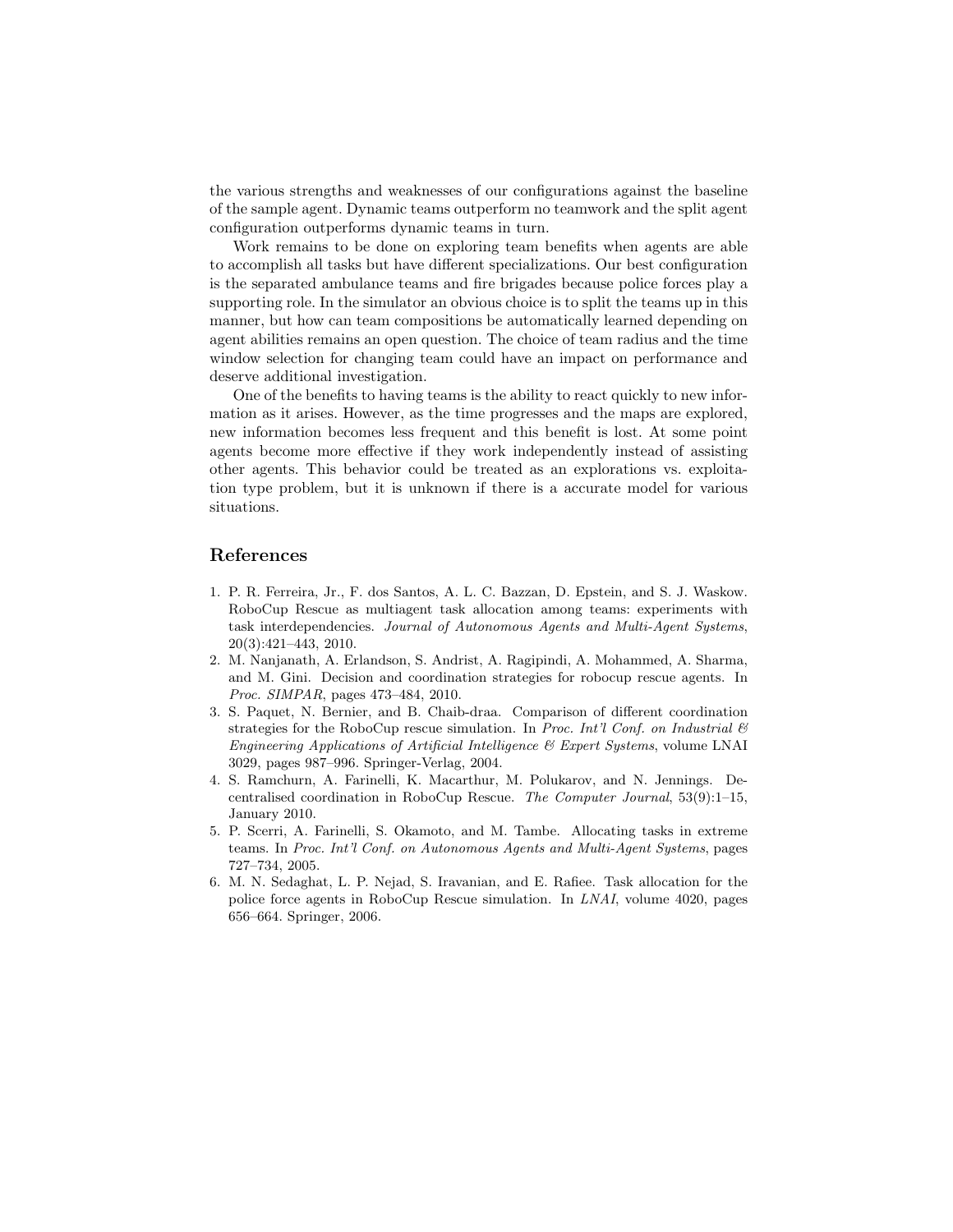the various strengths and weaknesses of our configurations against the baseline of the sample agent. Dynamic teams outperform no teamwork and the split agent configuration outperforms dynamic teams in turn.

Work remains to be done on exploring team benefits when agents are able to accomplish all tasks but have different specializations. Our best configuration is the separated ambulance teams and fire brigades because police forces play a supporting role. In the simulator an obvious choice is to split the teams up in this manner, but how can team compositions be automatically learned depending on agent abilities remains an open question. The choice of team radius and the time window selection for changing team could have an impact on performance and deserve additional investigation.

One of the benefits to having teams is the ability to react quickly to new information as it arises. However, as the time progresses and the maps are explored, new information becomes less frequent and this benefit is lost. At some point agents become more effective if they work independently instead of assisting other agents. This behavior could be treated as an explorations vs. exploitation type problem, but it is unknown if there is a accurate model for various situations.

## References

1. P. R. Ferreira, Jr., F. dos Santos, A. L. C. Bazzan, D. Epstein, and S. J. Waskow. RoboCup Rescue as multiagent task allocation among teams: experiments with task interdependencies. *Journal of Autonomous Agents and Multi-Agent Systems*, 20(3):421–443, 2010.
2. M. Nanjanath, A. Erlandson, S. Andrist, A. Ragipindi, A. Mohammed, A. Sharma, and M. Gini. Decision and coordination strategies for robocup rescue agents. In *Proc. SIMPAR*, pages 473–484, 2010.
3. S. Paquet, N. Bernier, and B. Chaib-draa. Comparison of different coordination strategies for the RoboCup rescue simulation. In *Proc. Int'l Conf. on Industrial & Engineering Applications of Artificial Intelligence & Expert Systems*, volume LNAI 3029, pages 987–996. Springer-Verlag, 2004.
4. S. Ramchurn, A. Farinelli, K. Macarthur, M. Polukarov, and N. Jennings. Decentralised coordination in RoboCup Rescue. *The Computer Journal*, 53(9):1–15, January 2010.
5. P. Scerri, A. Farinelli, S. Okamoto, and M. Tambe. Allocating tasks in extreme teams. In *Proc. Int'l Conf. on Autonomous Agents and Multi-Agent Systems*, pages 727–734, 2005.
6. M. N. Sedaghat, L. P. Nejad, S. Iravanian, and E. Rafiee. Task allocation for the police force agents in RoboCup Rescue simulation. In *LNAI*, volume 4020, pages 656–664. Springer, 2006.